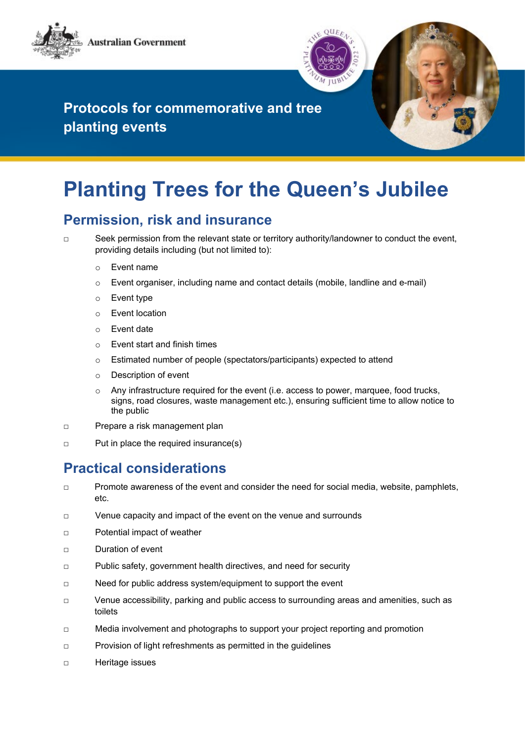Australian Government

Protocols for commemorative and tree planting events

# Planting Trees for the Queen's Jubilee

## Permission, risk and insurance

- ☐ Seek permission from the relevant state or territory authority/landowner to conduct the event, providing details including (but not limited to):
  - Event name
  - Event organiser, including name and contact details (mobile, landline and e-mail)
  - Event type
  - Event location
  - Event date
  - Event start and finish times
  - Estimated number of people (spectators/participants) expected to attend
  - Description of event
  - Any infrastructure required for the event (i.e. access to power, marquee, food trucks, signs, road closures, waste management etc.), ensuring sufficient time to allow notice to the public
- ☐ Prepare a risk management plan
- ☐ Put in place the required insurance(s)

## Practical considerations

- ☐ Promote awareness of the event and consider the need for social media, website, pamphlets, etc.
- ☐ Venue capacity and impact of the event on the venue and surrounds
- ☐ Potential impact of weather
- ☐ Duration of event
- ☐ Public safety, government health directives, and need for security
- ☐ Need for public address system/equipment to support the event
- ☐ Venue accessibility, parking and public access to surrounding areas and amenities, such as toilets
- ☐ Media involvement and photographs to support your project reporting and promotion
- ☐ Provision of light refreshments as permitted in the guidelines
- ☐ Heritage issues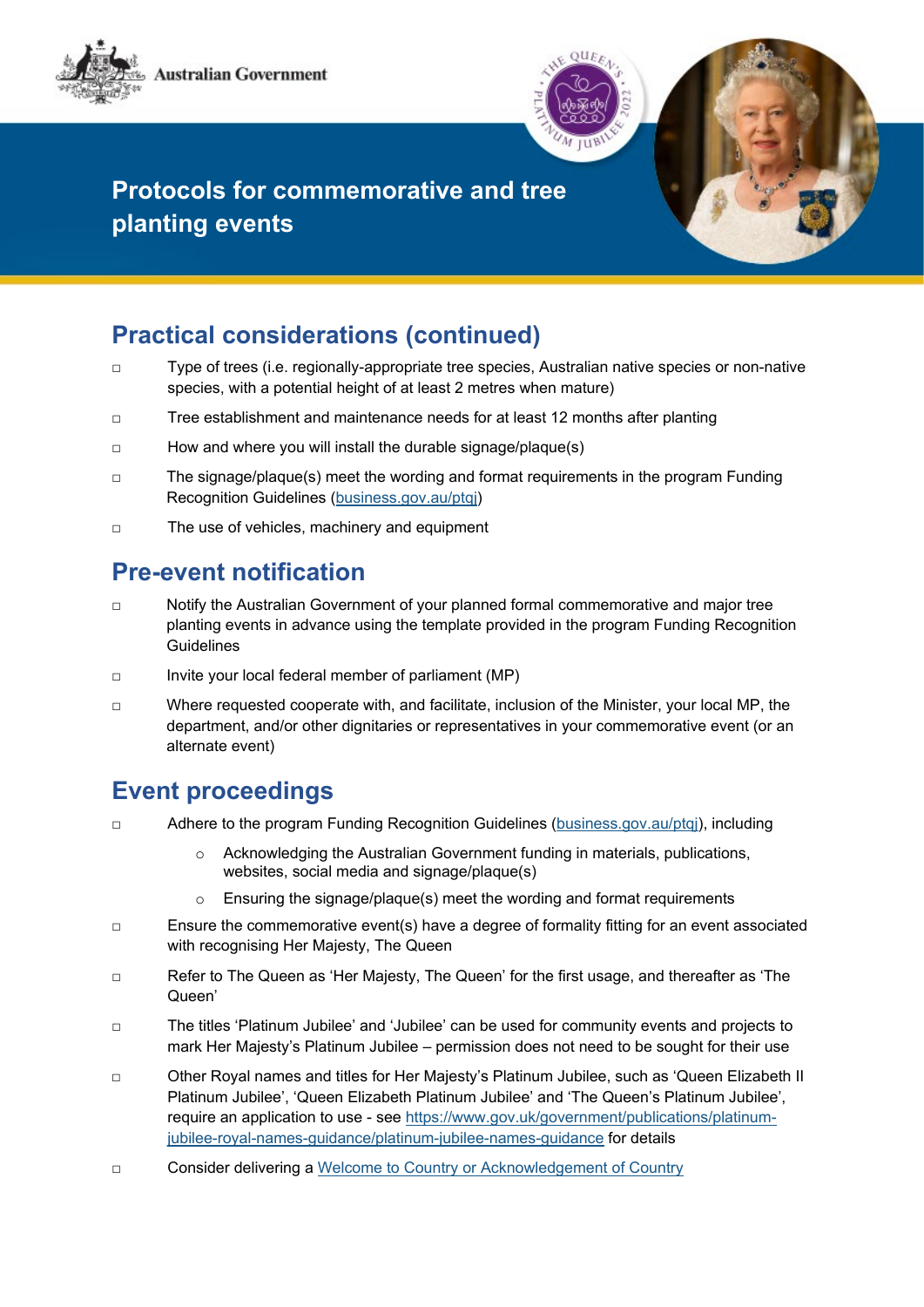# Protocols for commemorative and tree planting events

## Practical considerations (continued)

- ☐ Type of trees (i.e. regionally-appropriate tree species, Australian native species or non-native species, with a potential height of at least 2 metres when mature)
- ☐ Tree establishment and maintenance needs for at least 12 months after planting
- ☐ How and where you will install the durable signage/plaque(s)
- ☐ The signage/plaque(s) meet the wording and format requirements in the program Funding Recognition Guidelines (business.gov.au/ptqj)
- ☐ The use of vehicles, machinery and equipment

## Pre-event notification

- ☐ Notify the Australian Government of your planned formal commemorative and major tree planting events in advance using the template provided in the program Funding Recognition Guidelines
- ☐ Invite your local federal member of parliament (MP)
- ☐ Where requested cooperate with, and facilitate, inclusion of the Minister, your local MP, the department, and/or other dignitaries or representatives in your commemorative event (or an alternate event)

## Event proceedings

- ☐ Adhere to the program Funding Recognition Guidelines (business.gov.au/ptqj), including
  - Acknowledging the Australian Government funding in materials, publications, websites, social media and signage/plaque(s)
  - Ensuring the signage/plaque(s) meet the wording and format requirements
- ☐ Ensure the commemorative event(s) have a degree of formality fitting for an event associated with recognising Her Majesty, The Queen
- ☐ Refer to The Queen as 'Her Majesty, The Queen' for the first usage, and thereafter as 'The Queen'
- ☐ The titles 'Platinum Jubilee' and 'Jubilee' can be used for community events and projects to mark Her Majesty's Platinum Jubilee – permission does not need to be sought for their use
- ☐ Other Royal names and titles for Her Majesty's Platinum Jubilee, such as 'Queen Elizabeth II Platinum Jubilee', 'Queen Elizabeth Platinum Jubilee' and 'The Queen's Platinum Jubilee', require an application to use - see https://www.gov.uk/government/publications/platinum-jubilee-royal-names-guidance/platinum-jubilee-names-guidance for details
- ☐ Consider delivering a Welcome to Country or Acknowledgement of Country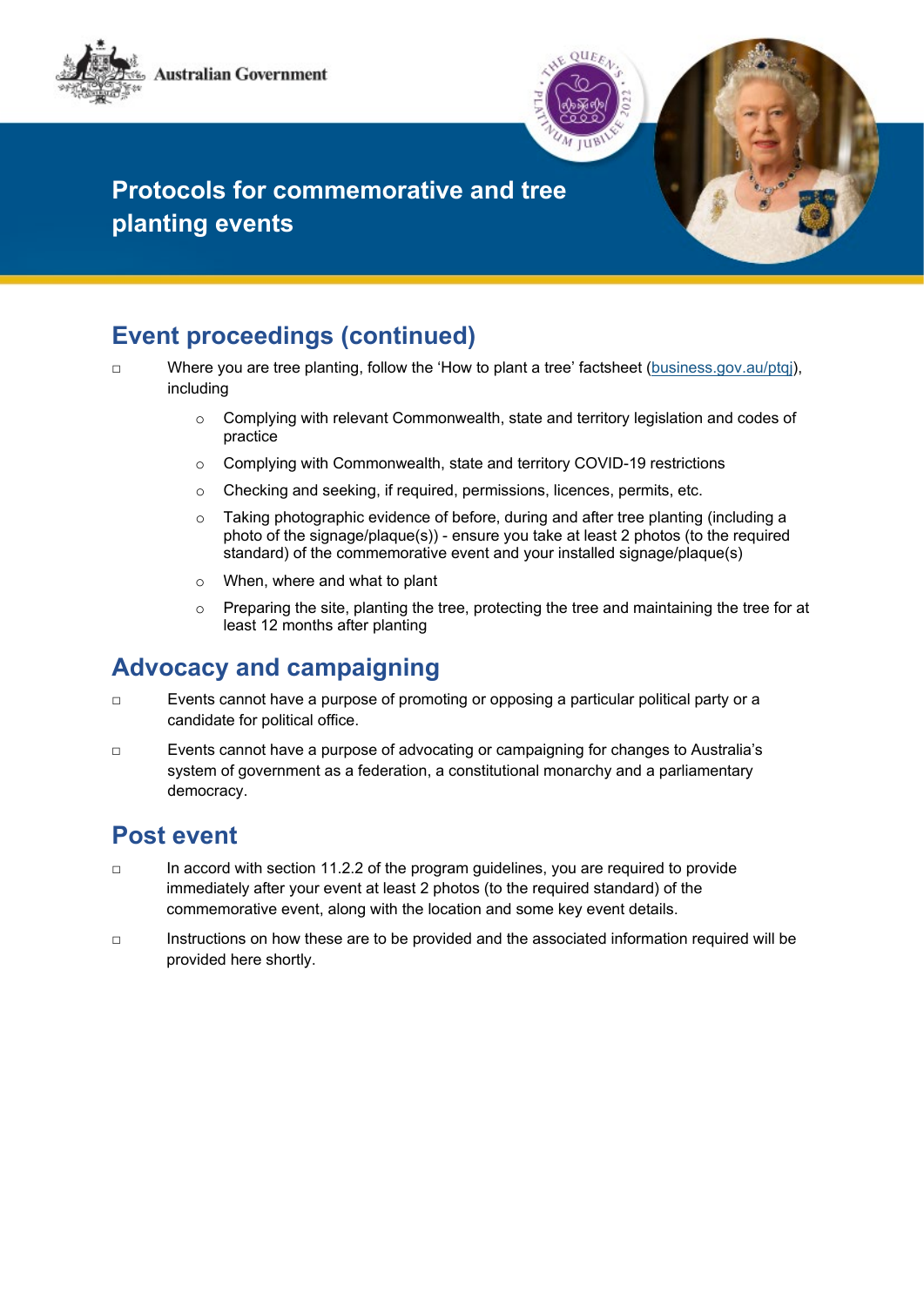## Event proceedings (continued)

- Where you are tree planting, follow the 'How to plant a tree' factsheet (business.gov.au/ptqj), including
  - Complying with relevant Commonwealth, state and territory legislation and codes of practice
  - Complying with Commonwealth, state and territory COVID-19 restrictions
  - Checking and seeking, if required, permissions, licences, permits, etc.
  - Taking photographic evidence of before, during and after tree planting (including a photo of the signage/plaque(s)) - ensure you take at least 2 photos (to the required standard) of the commemorative event and your installed signage/plaque(s)
  - When, where and what to plant
  - Preparing the site, planting the tree, protecting the tree and maintaining the tree for at least 12 months after planting

## Advocacy and campaigning

- Events cannot have a purpose of promoting or opposing a particular political party or a candidate for political office.
- Events cannot have a purpose of advocating or campaigning for changes to Australia's system of government as a federation, a constitutional monarchy and a parliamentary democracy.

## Post event

- In accord with section 11.2.2 of the program guidelines, you are required to provide immediately after your event at least 2 photos (to the required standard) of the commemorative event, along with the location and some key event details.
- Instructions on how these are to be provided and the associated information required will be provided here shortly.